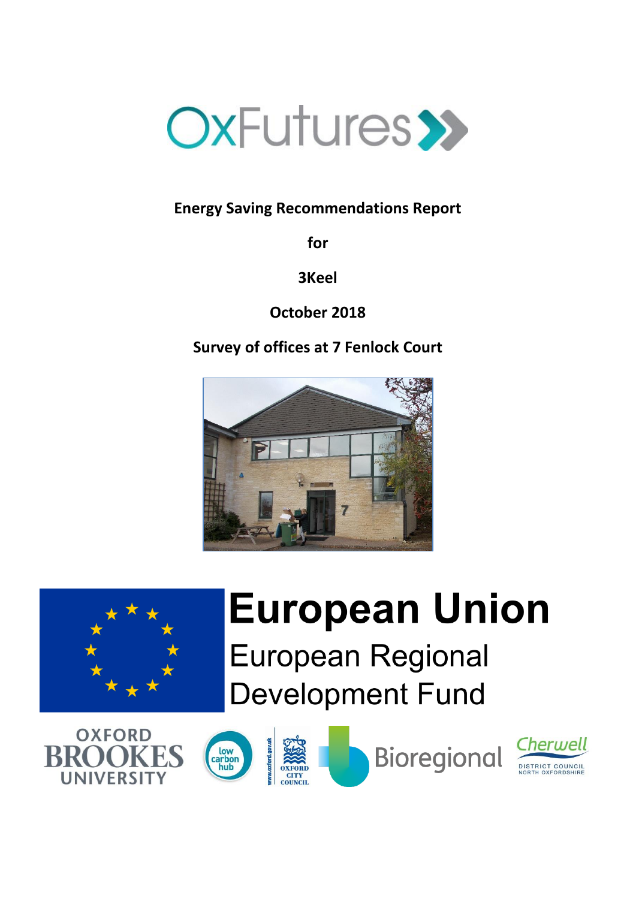# OxFutures

**Energy Saving Recommendations Report**

**for**

**3Keel**

**October 2018**

**Survey of offices at 7 Fenlock Court**

European Union
European Regional Development Fund

Oxford Brookes University | low carbon hub | Oxford City Council | Bioregional | Cherwell District Council North Oxfordshire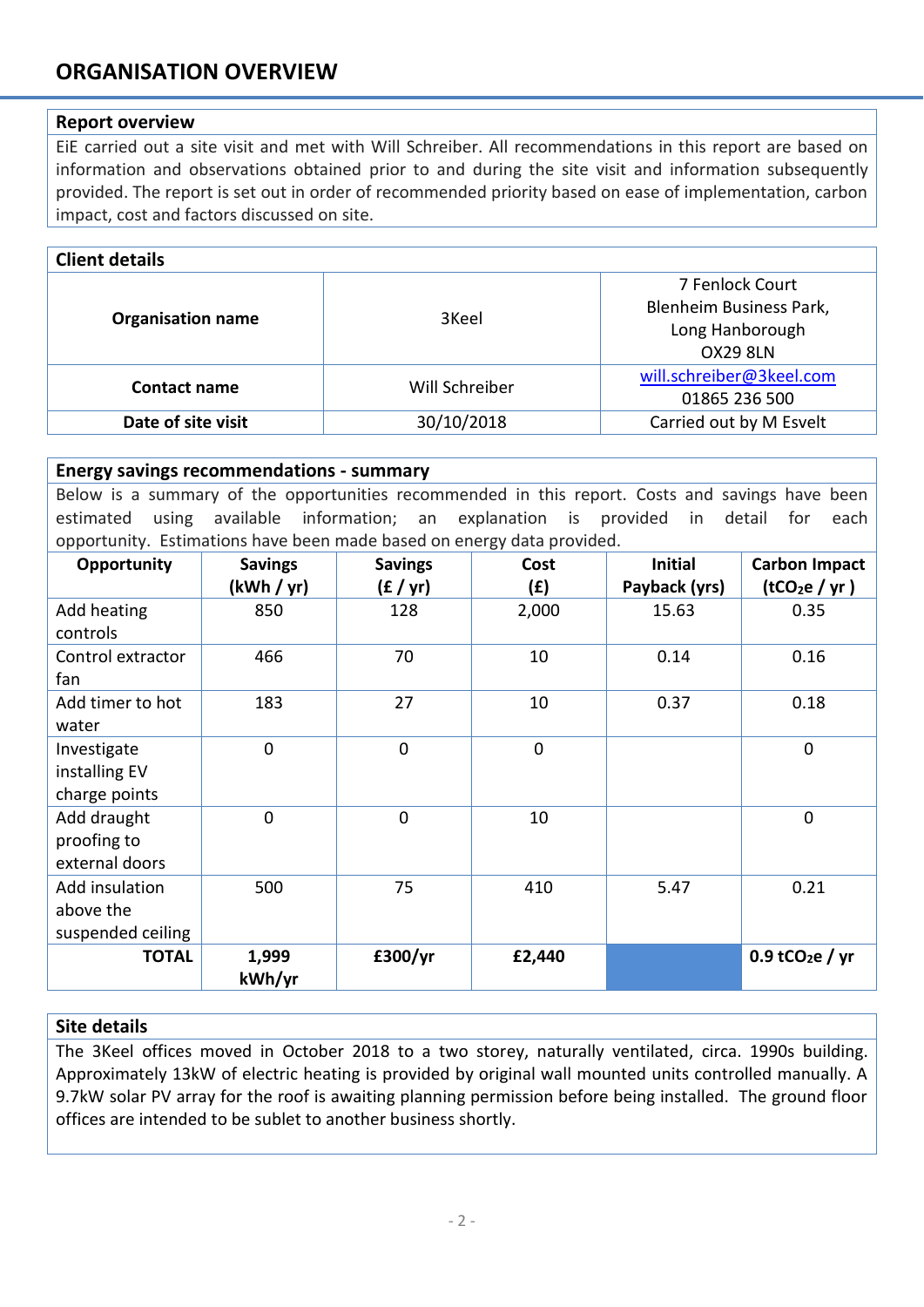# ORGANISATION OVERVIEW

## Report overview

EiE carried out a site visit and met with Will Schreiber. All recommendations in this report are based on information and observations obtained prior to and during the site visit and information subsequently provided. The report is set out in order of recommended priority based on ease of implementation, carbon impact, cost and factors discussed on site.

## Client details

| | | |
|---|---|---|
| **Organisation name** | 3Keel | 7 Fenlock Court<br>Blenheim Business Park,<br>Long Hanborough<br>OX29 8LN |
| **Contact name** | Will Schreiber | will.schreiber@3keel.com<br>01865 236 500 |
| **Date of site visit** | 30/10/2018 | Carried out by M Esvelt |

## Energy savings recommendations - summary

Below is a summary of the opportunities recommended in this report. Costs and savings have been estimated using available information; an explanation is provided in detail for each opportunity. Estimations have been made based on energy data provided.

| Opportunity | Savings (kWh / yr) | Savings (£ / yr) | Cost (£) | Initial Payback (yrs) | Carbon Impact ($tCO_2e$ / yr ) |
|---|---|---|---|---|---|
| Add heating controls | 850 | 128 | 2,000 | 15.63 | 0.35 |
| Control extractor fan | 466 | 70 | 10 | 0.14 | 0.16 |
| Add timer to hot water | 183 | 27 | 10 | 0.37 | 0.18 |
| Investigate installing EV charge points | 0 | 0 | 0 | | 0 |
| Add draught proofing to external doors | 0 | 0 | 10 | | 0 |
| Add insulation above the suspended ceiling | 500 | 75 | 410 | 5.47 | 0.21 |
| **TOTAL** | **1,999 kWh/yr** | **£300/yr** | **£2,440** | | **0.9 $tCO_2e$ / yr** |

## Site details

The 3Keel offices moved in October 2018 to a two storey, naturally ventilated, circa. 1990s building. Approximately 13kW of electric heating is provided by original wall mounted units controlled manually. A 9.7kW solar PV array for the roof is awaiting planning permission before being installed. The ground floor offices are intended to be sublet to another business shortly.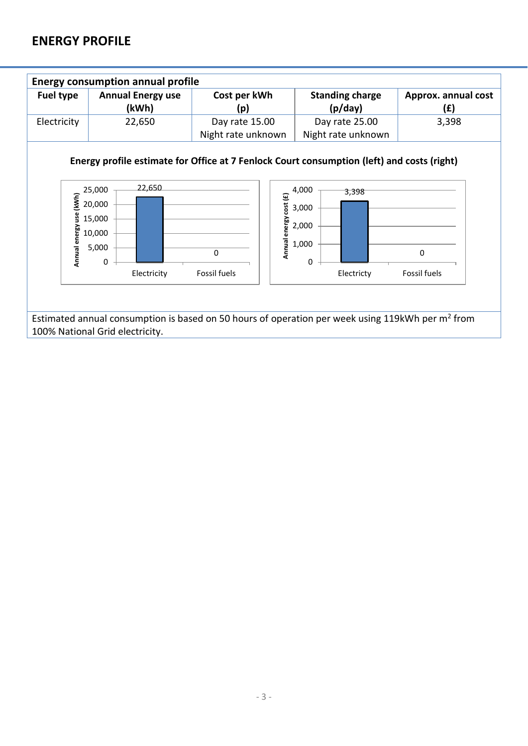# ENERGY PROFILE

| Energy consumption annual profile | | | | |
|---|---|---|---|---|
| **Fuel type** | **Annual Energy use (kWh)** | **Cost per kWh (p)** | **Standing charge (p/day)** | **Approx. annual cost (£)** |
| Electricity | 22,650 | Day rate 15.00<br>Night rate unknown | Day rate 25.00<br>Night rate unknown | 3,398 |

**Energy profile estimate for Office at 7 Fenlock Court consumption (left) and costs (right)**

| | Annual energy use (kWh) | Annual energy cost (£) |
|---|---|---|
| Electricity | 22,650 | 3,398 |
| Fossil fuels | 0 | 0 |

Estimated annual consumption is based on 50 hours of operation per week using 119kWh per m$^2$ from 100% National Grid electricity.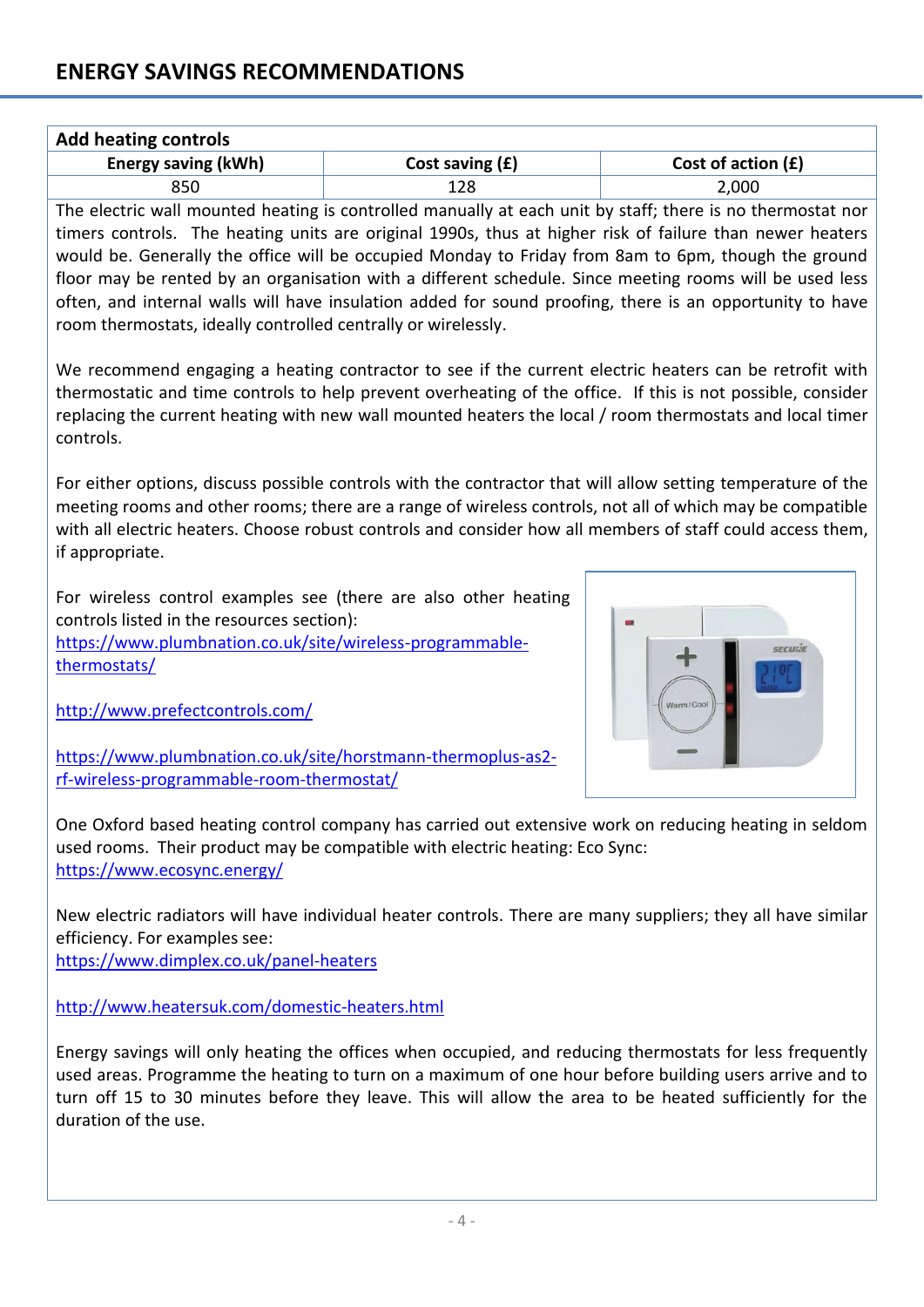## ENERGY SAVINGS RECOMMENDATIONS

| Add heating controls | | |
|---|---|---|
| **Energy saving (kWh)** | **Cost saving (£)** | **Cost of action (£)** |
| 850 | 128 | 2,000 |

The electric wall mounted heating is controlled manually at each unit by staff; there is no thermostat nor timers controls. The heating units are original 1990s, thus at higher risk of failure than newer heaters would be. Generally the office will be occupied Monday to Friday from 8am to 6pm, though the ground floor may be rented by an organisation with a different schedule. Since meeting rooms will be used less often, and internal walls will have insulation added for sound proofing, there is an opportunity to have room thermostats, ideally controlled centrally or wirelessly.

We recommend engaging a heating contractor to see if the current electric heaters can be retrofit with thermostatic and time controls to help prevent overheating of the office. If this is not possible, consider replacing the current heating with new wall mounted heaters the local / room thermostats and local timer controls.

For either options, discuss possible controls with the contractor that will allow setting temperature of the meeting rooms and other rooms; there are a range of wireless controls, not all of which may be compatible with all electric heaters. Choose robust controls and consider how all members of staff could access them, if appropriate.

For wireless control examples see (there are also other heating controls listed in the resources section):
https://www.plumbnation.co.uk/site/wireless-programmable-thermostats/

http://www.prefectcontrols.com/

https://www.plumbnation.co.uk/site/horstmann-thermoplus-as2-rf-wireless-programmable-room-thermostat/

One Oxford based heating control company has carried out extensive work on reducing heating in seldom used rooms. Their product may be compatible with electric heating: Eco Sync:
https://www.ecosync.energy/

New electric radiators will have individual heater controls. There are many suppliers; they all have similar efficiency. For examples see:
https://www.dimplex.co.uk/panel-heaters

http://www.heatersuk.com/domestic-heaters.html

Energy savings will only heating the offices when occupied, and reducing thermostats for less frequently used areas. Programme the heating to turn on a maximum of one hour before building users arrive and to turn off 15 to 30 minutes before they leave. This will allow the area to be heated sufficiently for the duration of the use.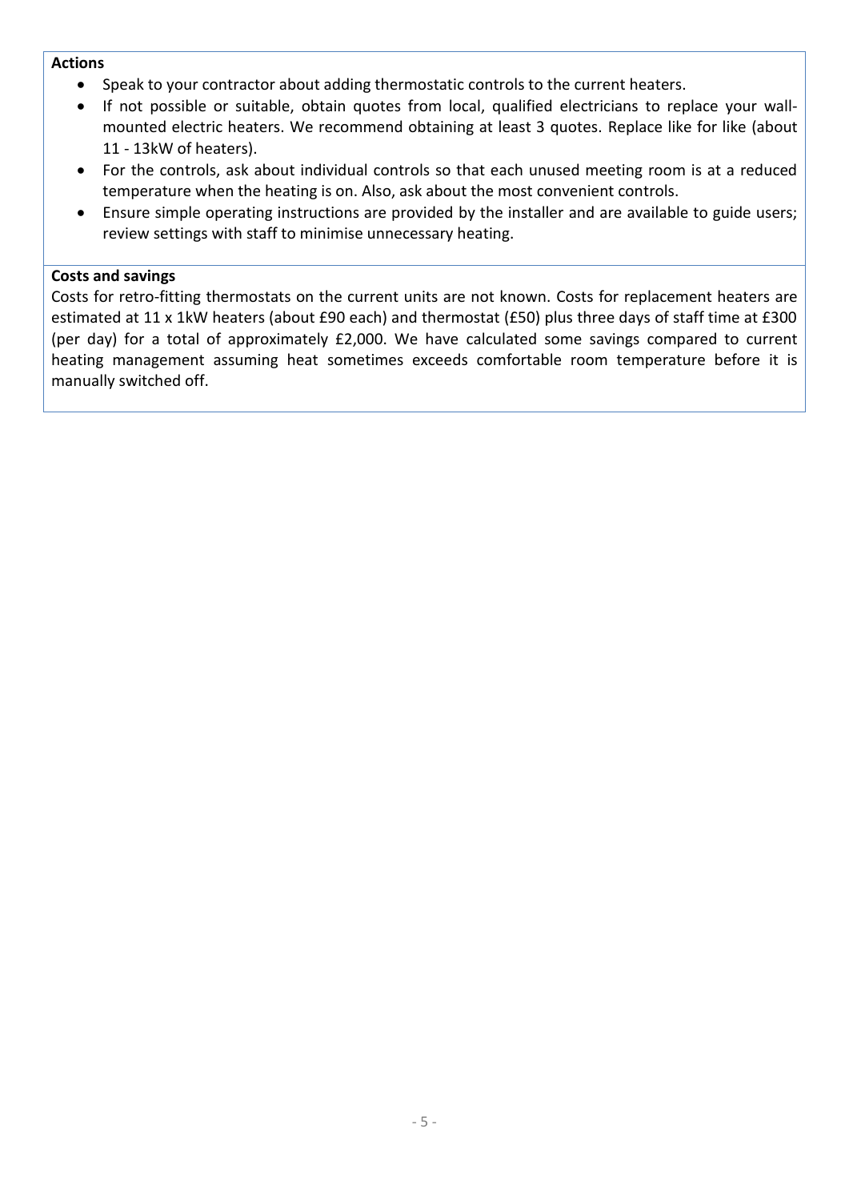**Actions**

- Speak to your contractor about adding thermostatic controls to the current heaters.
- If not possible or suitable, obtain quotes from local, qualified electricians to replace your wall-mounted electric heaters. We recommend obtaining at least 3 quotes. Replace like for like (about 11 - 13kW of heaters).
- For the controls, ask about individual controls so that each unused meeting room is at a reduced temperature when the heating is on. Also, ask about the most convenient controls.
- Ensure simple operating instructions are provided by the installer and are available to guide users; review settings with staff to minimise unnecessary heating.

**Costs and savings**

Costs for retro-fitting thermostats on the current units are not known. Costs for replacement heaters are estimated at 11 x 1kW heaters (about £90 each) and thermostat (£50) plus three days of staff time at £300 (per day) for a total of approximately £2,000. We have calculated some savings compared to current heating management assuming heat sometimes exceeds comfortable room temperature before it is manually switched off.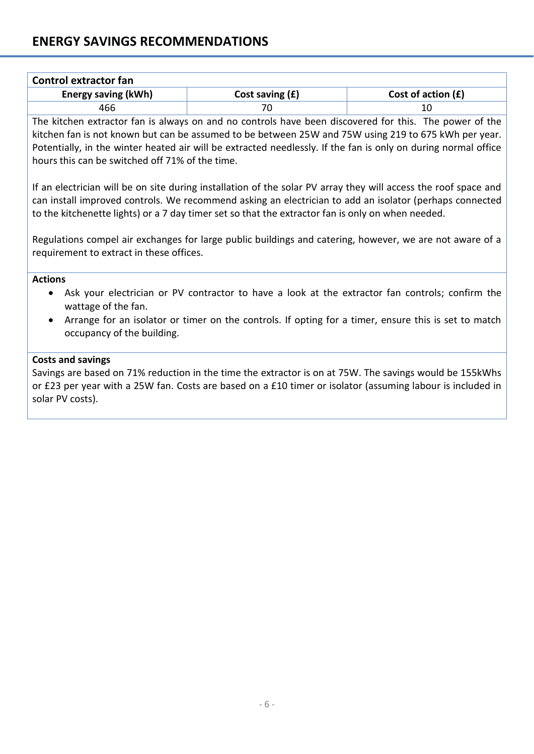## ENERGY SAVINGS RECOMMENDATIONS

**Control extractor fan**

| Energy saving (kWh) | Cost saving (£) | Cost of action (£) |
|---|---|---|
| 466 | 70 | 10 |

The kitchen extractor fan is always on and no controls have been discovered for this. The power of the kitchen fan is not known but can be assumed to be between 25W and 75W using 219 to 675 kWh per year. Potentially, in the winter heated air will be extracted needlessly. If the fan is only on during normal office hours this can be switched off 71% of the time.

If an electrician will be on site during installation of the solar PV array they will access the roof space and can install improved controls. We recommend asking an electrician to add an isolator (perhaps connected to the kitchenette lights) or a 7 day timer set so that the extractor fan is only on when needed.

Regulations compel air exchanges for large public buildings and catering, however, we are not aware of a requirement to extract in these offices.

**Actions**

- Ask your electrician or PV contractor to have a look at the extractor fan controls; confirm the wattage of the fan.
- Arrange for an isolator or timer on the controls. If opting for a timer, ensure this is set to match occupancy of the building.

**Costs and savings**

Savings are based on 71% reduction in the time the extractor is on at 75W. The savings would be 155kWhs or £23 per year with a 25W fan. Costs are based on a £10 timer or isolator (assuming labour is included in solar PV costs).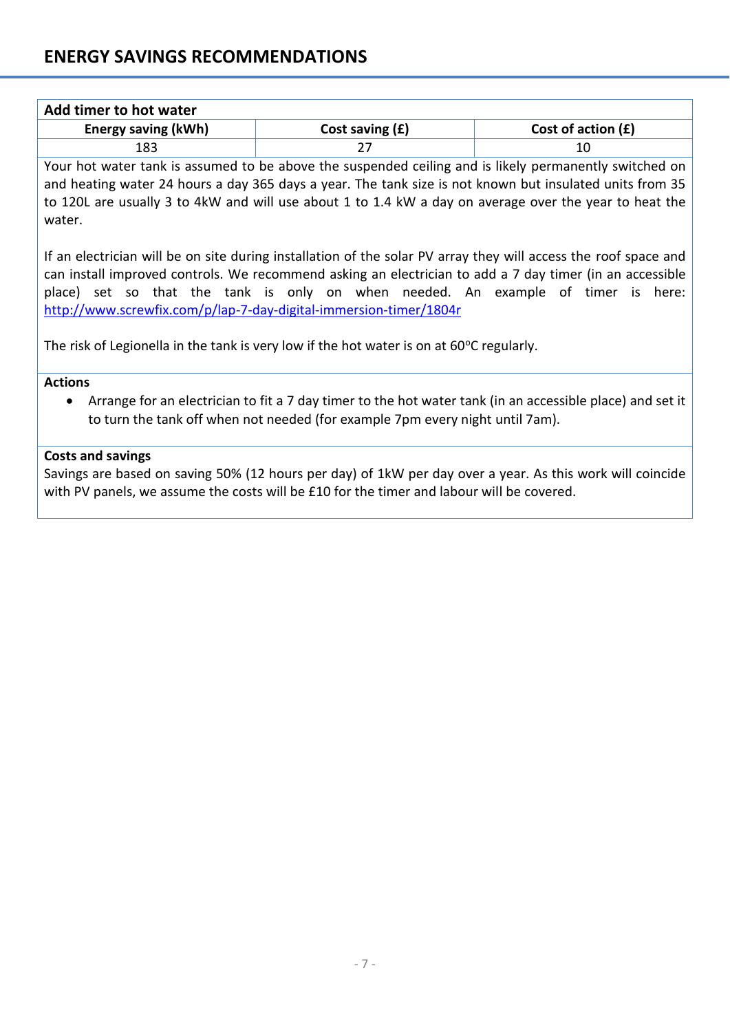## ENERGY SAVINGS RECOMMENDATIONS

**Add timer to hot water**

| Energy saving (kWh) | Cost saving (£) | Cost of action (£) |
|---|---|---|
| 183 | 27 | 10 |

Your hot water tank is assumed to be above the suspended ceiling and is likely permanently switched on and heating water 24 hours a day 365 days a year. The tank size is not known but insulated units from 35 to 120L are usually 3 to 4kW and will use about 1 to 1.4 kW a day on average over the year to heat the water.

If an electrician will be on site during installation of the solar PV array they will access the roof space and can install improved controls. We recommend asking an electrician to add a 7 day timer (in an accessible place) set so that the tank is only on when needed. An example of timer is here: [http://www.screwfix.com/p/lap-7-day-digital-immersion-timer/1804r](http://www.screwfix.com/p/lap-7-day-digital-immersion-timer/1804r)

The risk of Legionella in the tank is very low if the hot water is on at 60°C regularly.

**Actions**

- Arrange for an electrician to fit a 7 day timer to the hot water tank (in an accessible place) and set it to turn the tank off when not needed (for example 7pm every night until 7am).

**Costs and savings**

Savings are based on saving 50% (12 hours per day) of 1kW per day over a year. As this work will coincide with PV panels, we assume the costs will be £10 for the timer and labour will be covered.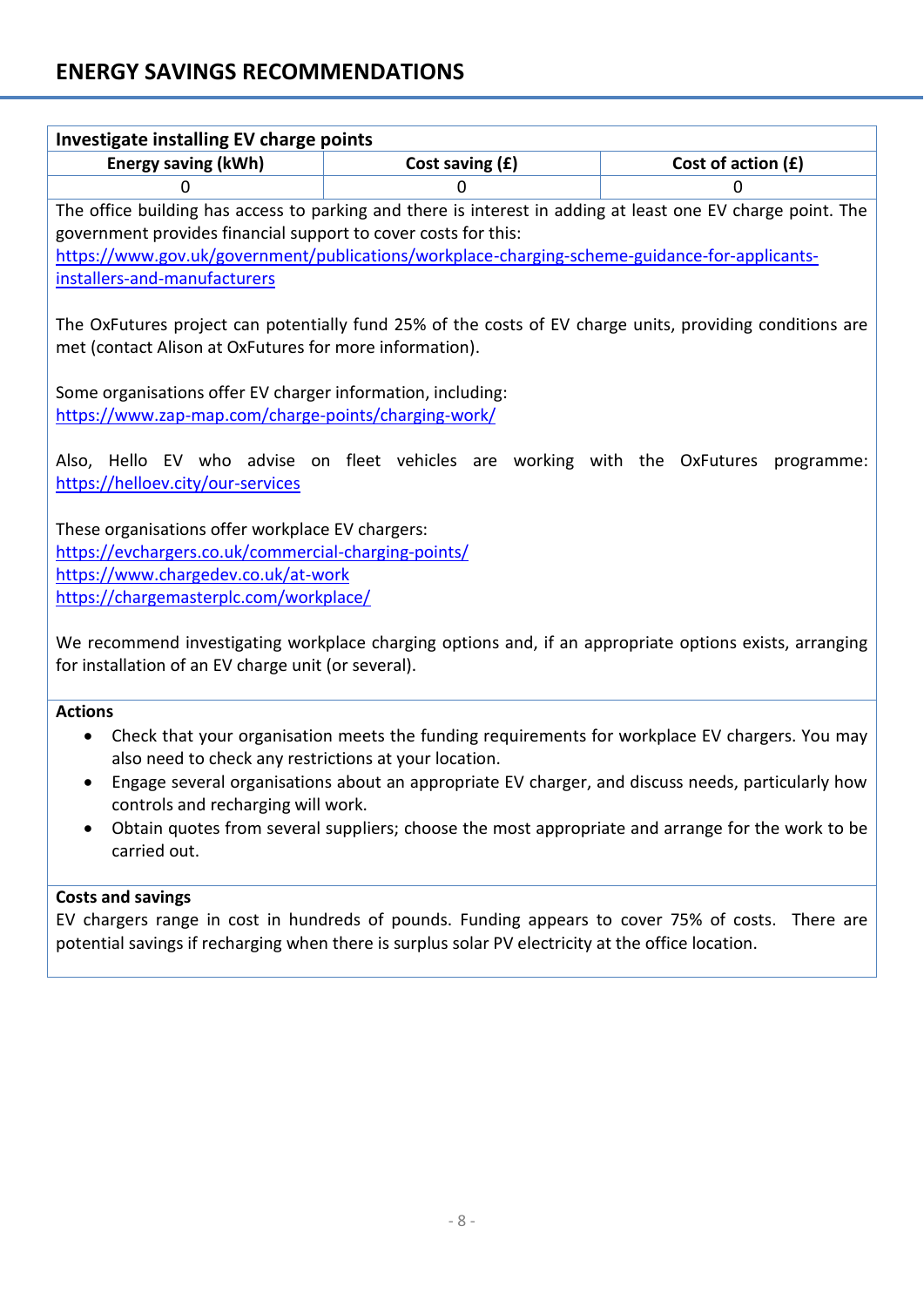## ENERGY SAVINGS RECOMMENDATIONS

### Investigate installing EV charge points

| Energy saving (kWh) | Cost saving (£) | Cost of action (£) |
|---|---|---|
| 0 | 0 | 0 |

The office building has access to parking and there is interest in adding at least one EV charge point. The government provides financial support to cover costs for this:
https://www.gov.uk/government/publications/workplace-charging-scheme-guidance-for-applicants-installers-and-manufacturers

The OxFutures project can potentially fund 25% of the costs of EV charge units, providing conditions are met (contact Alison at OxFutures for more information).

Some organisations offer EV charger information, including:
https://www.zap-map.com/charge-points/charging-work/

Also, Hello EV who advise on fleet vehicles are working with the OxFutures programme: https://helloev.city/our-services

These organisations offer workplace EV chargers:
https://evchargers.co.uk/commercial-charging-points/
https://www.chargedev.co.uk/at-work
https://chargemasterplc.com/workplace/

We recommend investigating workplace charging options and, if an appropriate options exists, arranging for installation of an EV charge unit (or several).

**Actions**

- Check that your organisation meets the funding requirements for workplace EV chargers. You may also need to check any restrictions at your location.
- Engage several organisations about an appropriate EV charger, and discuss needs, particularly how controls and recharging will work.
- Obtain quotes from several suppliers; choose the most appropriate and arrange for the work to be carried out.

**Costs and savings**

EV chargers range in cost in hundreds of pounds. Funding appears to cover 75% of costs. There are potential savings if recharging when there is surplus solar PV electricity at the office location.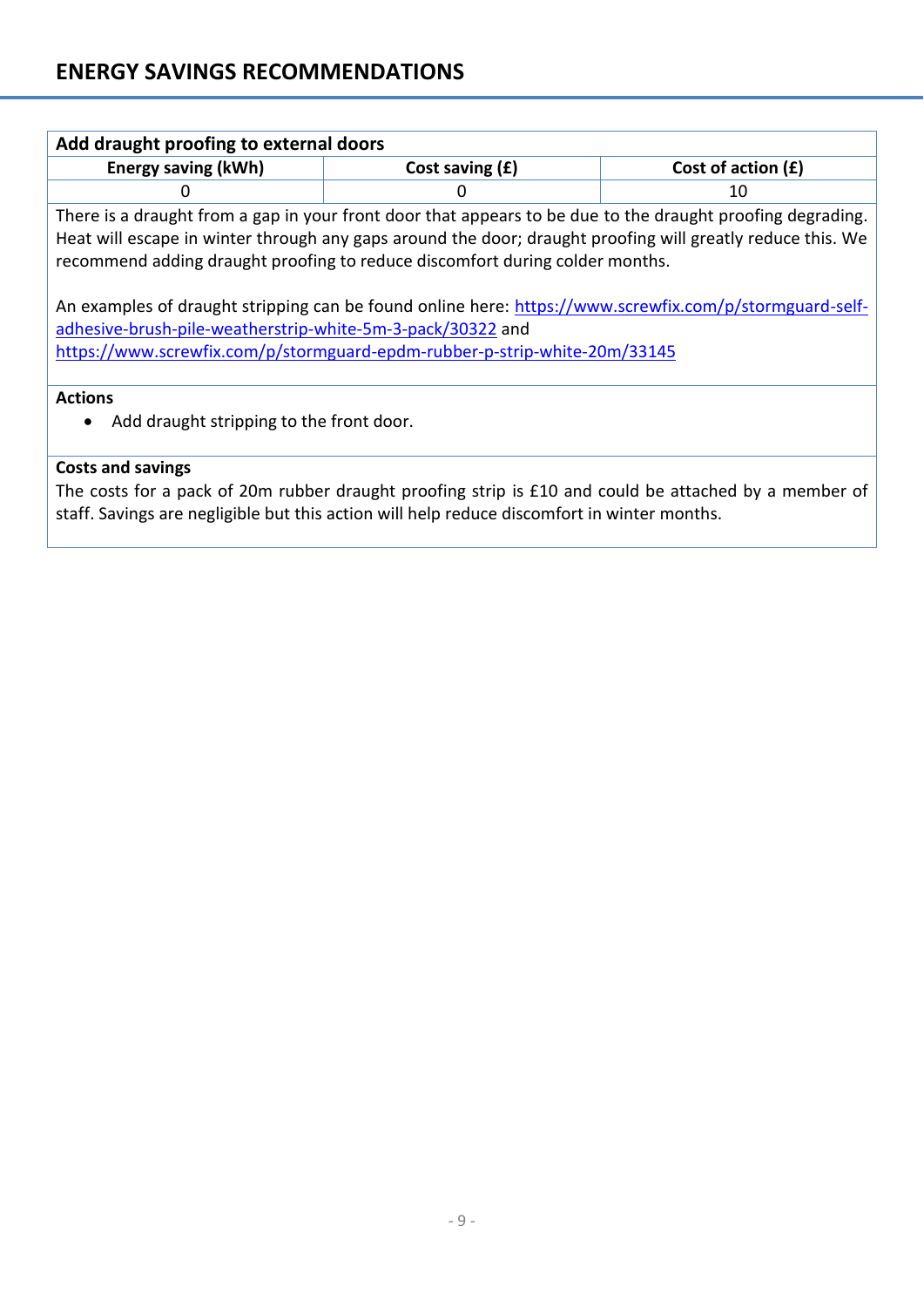## ENERGY SAVINGS RECOMMENDATIONS

### Add draught proofing to external doors

| Energy saving (kWh) | Cost saving (£) | Cost of action (£) |
|---|---|---|
| 0 | 0 | 10 |

There is a draught from a gap in your front door that appears to be due to the draught proofing degrading. Heat will escape in winter through any gaps around the door; draught proofing will greatly reduce this. We recommend adding draught proofing to reduce discomfort during colder months.

An examples of draught stripping can be found online here: https://www.screwfix.com/p/stormguard-self-adhesive-brush-pile-weatherstrip-white-5m-3-pack/30322 and https://www.screwfix.com/p/stormguard-epdm-rubber-p-strip-white-20m/33145

**Actions**

- Add draught stripping to the front door.

**Costs and savings**

The costs for a pack of 20m rubber draught proofing strip is £10 and could be attached by a member of staff. Savings are negligible but this action will help reduce discomfort in winter months.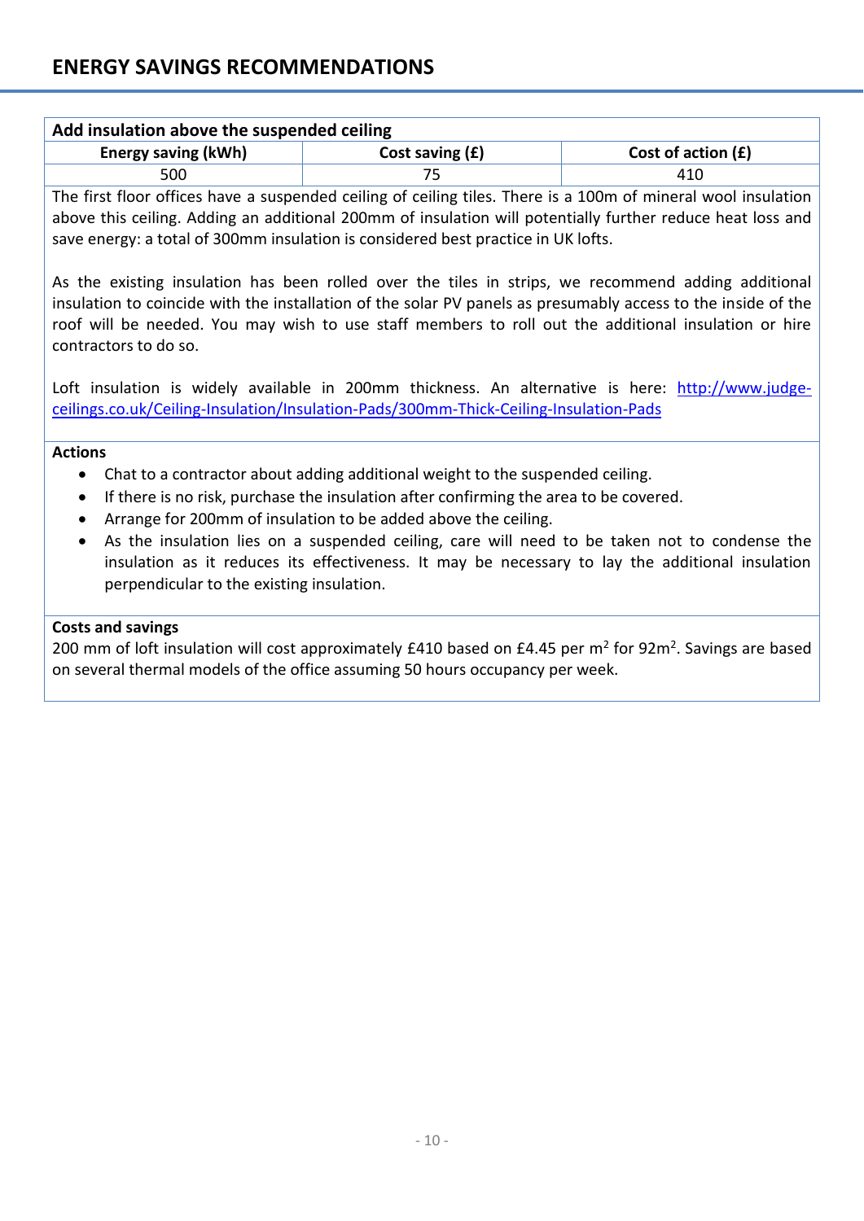## ENERGY SAVINGS RECOMMENDATIONS

### Add insulation above the suspended ceiling

| Energy saving (kWh) | Cost saving (£) | Cost of action (£) |
|---|---|---|
| 500 | 75 | 410 |

The first floor offices have a suspended ceiling of ceiling tiles. There is a 100m of mineral wool insulation above this ceiling. Adding an additional 200mm of insulation will potentially further reduce heat loss and save energy: a total of 300mm insulation is considered best practice in UK lofts.

As the existing insulation has been rolled over the tiles in strips, we recommend adding additional insulation to coincide with the installation of the solar PV panels as presumably access to the inside of the roof will be needed. You may wish to use staff members to roll out the additional insulation or hire contractors to do so.

Loft insulation is widely available in 200mm thickness. An alternative is here: http://www.judge-ceilings.co.uk/Ceiling-Insulation/Insulation-Pads/300mm-Thick-Ceiling-Insulation-Pads

**Actions**

- Chat to a contractor about adding additional weight to the suspended ceiling.
- If there is no risk, purchase the insulation after confirming the area to be covered.
- Arrange for 200mm of insulation to be added above the ceiling.
- As the insulation lies on a suspended ceiling, care will need to be taken not to condense the insulation as it reduces its effectiveness. It may be necessary to lay the additional insulation perpendicular to the existing insulation.

**Costs and savings**

200 mm of loft insulation will cost approximately £410 based on £4.45 per $m^2$ for $92m^2$. Savings are based on several thermal models of the office assuming 50 hours occupancy per week.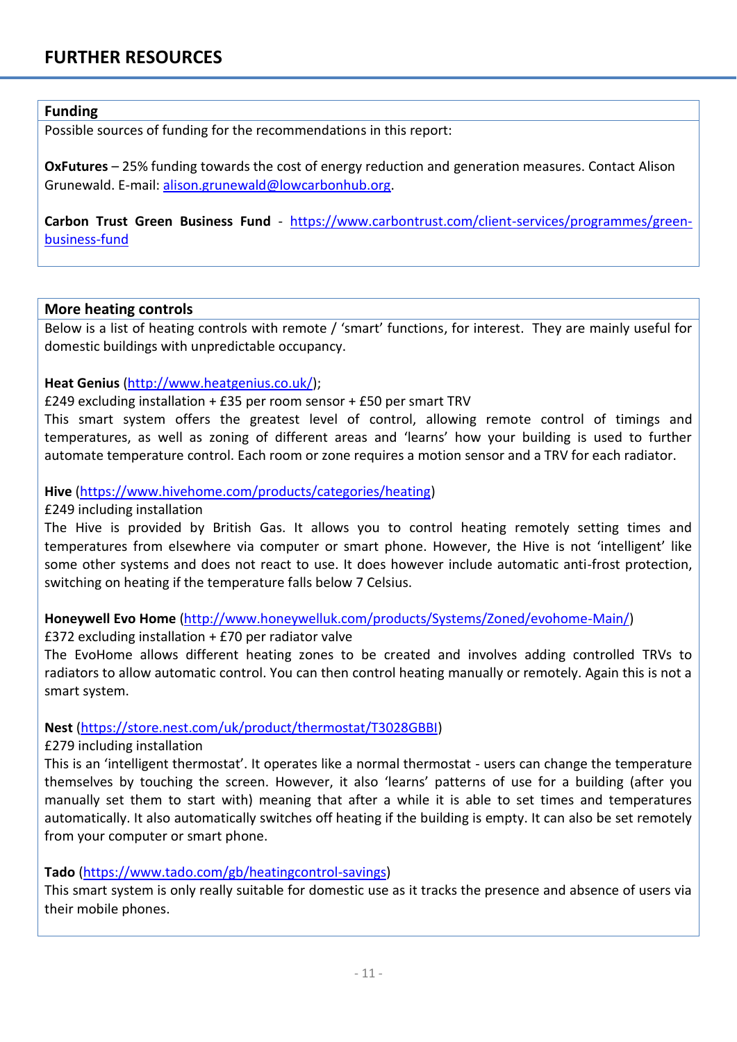# FURTHER RESOURCES

## Funding

Possible sources of funding for the recommendations in this report:

**OxFutures** – 25% funding towards the cost of energy reduction and generation measures. Contact Alison Grunewald. E-mail: alison.grunewald@lowcarbonhub.org.

**Carbon Trust Green Business Fund** - https://www.carbontrust.com/client-services/programmes/green-business-fund

## More heating controls

Below is a list of heating controls with remote / 'smart' functions, for interest. They are mainly useful for domestic buildings with unpredictable occupancy.

**Heat Genius** (http://www.heatgenius.co.uk/);
£249 excluding installation + £35 per room sensor + £50 per smart TRV
This smart system offers the greatest level of control, allowing remote control of timings and temperatures, as well as zoning of different areas and 'learns' how your building is used to further automate temperature control. Each room or zone requires a motion sensor and a TRV for each radiator.

**Hive** (https://www.hivehome.com/products/categories/heating)
£249 including installation
The Hive is provided by British Gas. It allows you to control heating remotely setting times and temperatures from elsewhere via computer or smart phone. However, the Hive is not 'intelligent' like some other systems and does not react to use. It does however include automatic anti-frost protection, switching on heating if the temperature falls below 7 Celsius.

**Honeywell Evo Home** (http://www.honeywelluk.com/products/Systems/Zoned/evohome-Main/)
£372 excluding installation + £70 per radiator valve
The EvoHome allows different heating zones to be created and involves adding controlled TRVs to radiators to allow automatic control. You can then control heating manually or remotely. Again this is not a smart system.

**Nest** (https://store.nest.com/uk/product/thermostat/T3028GBBI)
£279 including installation
This is an 'intelligent thermostat'. It operates like a normal thermostat - users can change the temperature themselves by touching the screen. However, it also 'learns' patterns of use for a building (after you manually set them to start with) meaning that after a while it is able to set times and temperatures automatically. It also automatically switches off heating if the building is empty. It can also be set remotely from your computer or smart phone.

**Tado** (https://www.tado.com/gb/heatingcontrol-savings)
This smart system is only really suitable for domestic use as it tracks the presence and absence of users via their mobile phones.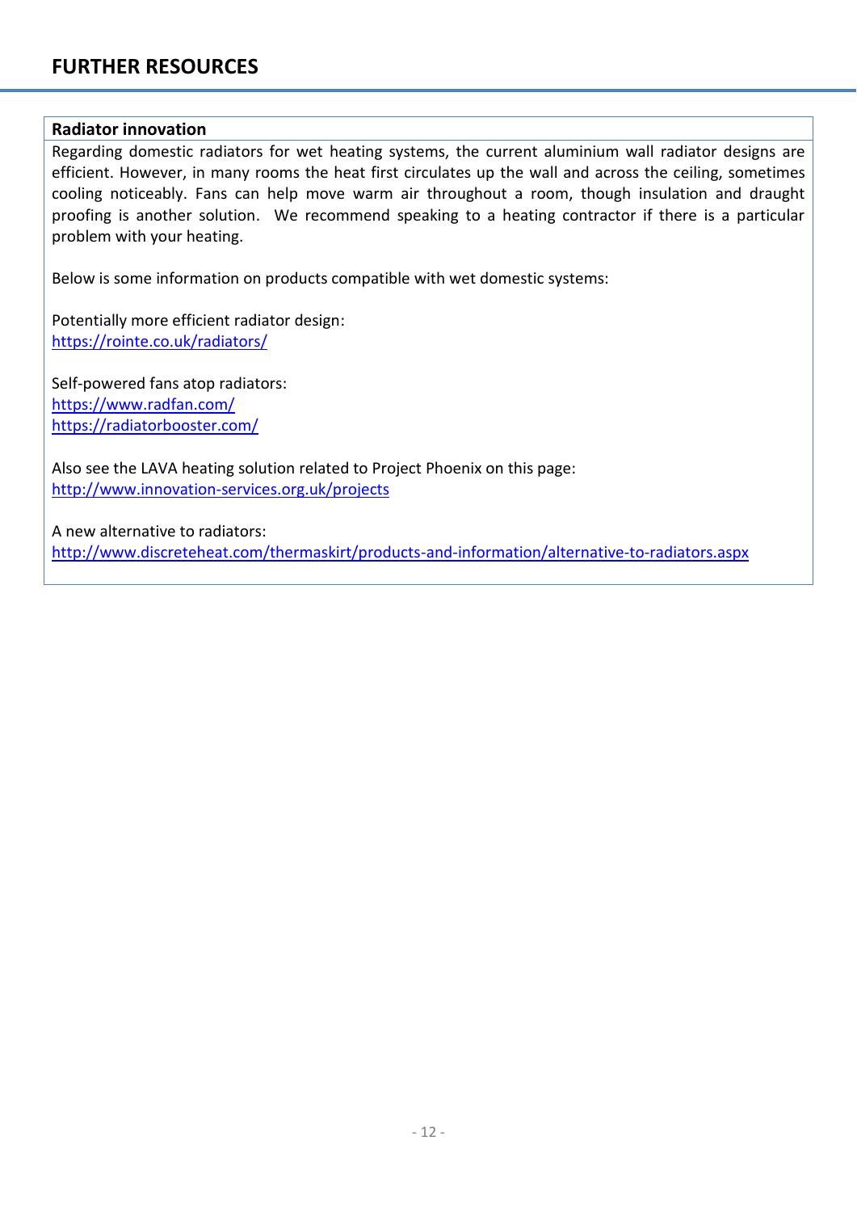# FURTHER RESOURCES

**Radiator innovation**

Regarding domestic radiators for wet heating systems, the current aluminium wall radiator designs are efficient. However, in many rooms the heat first circulates up the wall and across the ceiling, sometimes cooling noticeably. Fans can help move warm air throughout a room, though insulation and draught proofing is another solution. We recommend speaking to a heating contractor if there is a particular problem with your heating.

Below is some information on products compatible with wet domestic systems:

Potentially more efficient radiator design:
https://rointe.co.uk/radiators/

Self-powered fans atop radiators:
https://www.radfan.com/
https://radiatorbooster.com/

Also see the LAVA heating solution related to Project Phoenix on this page:
http://www.innovation-services.org.uk/projects

A new alternative to radiators:
http://www.discreteheat.com/thermaskirt/products-and-information/alternative-to-radiators.aspx